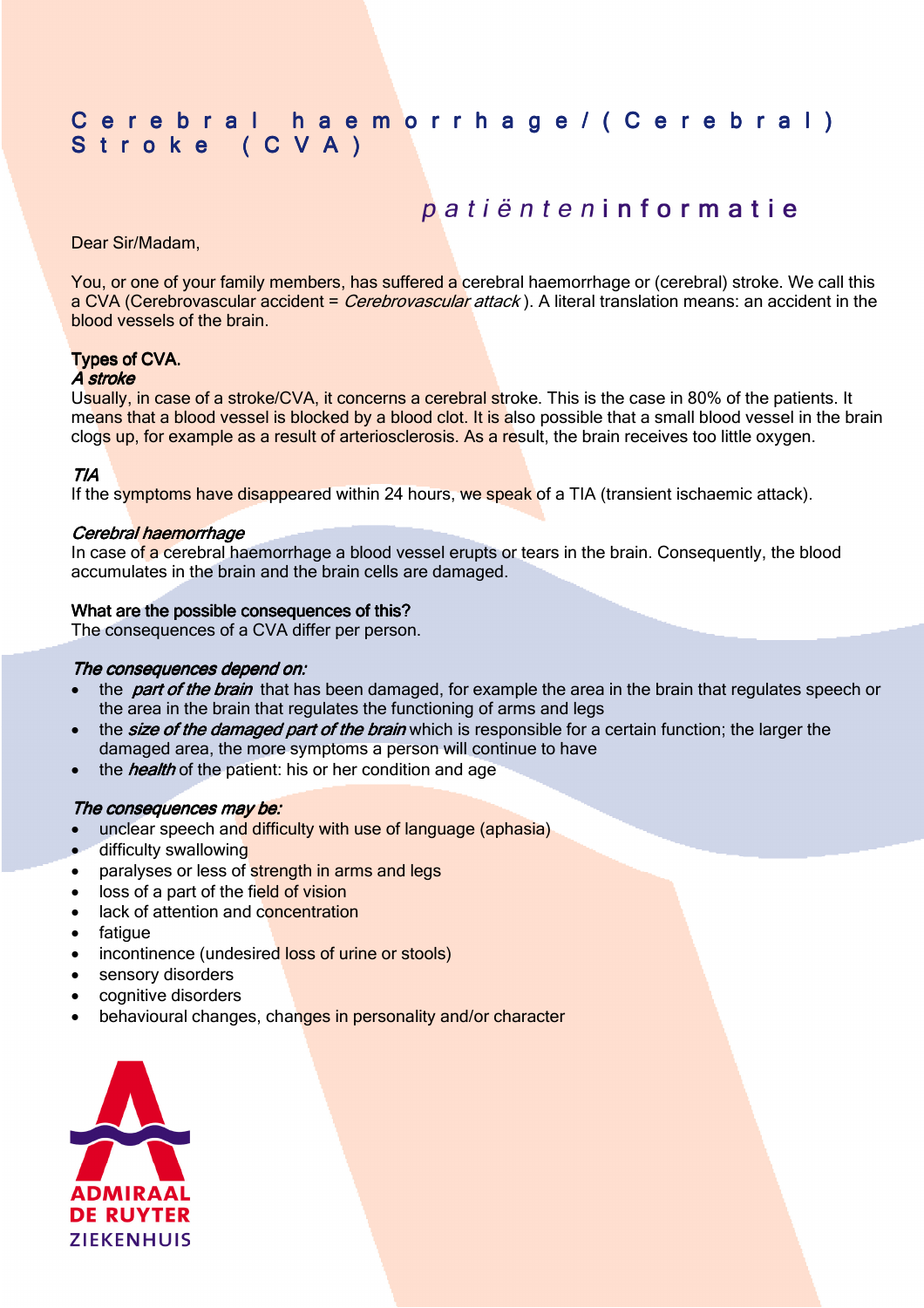# Cerebral haemorrhage/(Cerebral) Stroke (CVA)

## *patiënten*informatie

Dear Sir/Madam,

You, or one of your family members, has suffered a cerebral haemorrhage or (cerebral) stroke. We call this a CVA (Cerebrovascular accident = *Cerebrovascular attack* ). A literal translation means: an accident in the blood vessels of the brain.

**Types of CVA.**

***A stroke***

Usually, in case of a stroke/CVA, it concerns a cerebral stroke. This is the case in 80% of the patients. It means that a blood vessel is blocked by a blood clot. It is also possible that a small blood vessel in the brain clogs up, for example as a result of arteriosclerosis. As a result, the brain receives too little oxygen.

***TIA***

If the symptoms have disappeared within 24 hours, we speak of a TIA (transient ischaemic attack).

***Cerebral haemorrhage***

In case of a cerebral haemorrhage a blood vessel erupts or tears in the brain. Consequently, the blood accumulates in the brain and the brain cells are damaged.

**What are the possible consequences of this?**

The consequences of a CVA differ per person.

***The consequences depend on:***

- the ***part of the brain*** that has been damaged, for example the area in the brain that regulates speech or the area in the brain that regulates the functioning of arms and legs
- the ***size of the damaged part of the brain*** which is responsible for a certain function; the larger the damaged area, the more symptoms a person will continue to have
- the ***health*** of the patient: his or her condition and age

***The consequences may be:***

- unclear speech and difficulty with use of language (aphasia)
- difficulty swallowing
- paralyses or less of strength in arms and legs
- loss of a part of the field of vision
- lack of attention and concentration
- fatigue
- incontinence (undesired loss of urine or stools)
- sensory disorders
- cognitive disorders
- behavioural changes, changes in personality and/or character

ADMIRAAL DE RUYTER ZIEKENHUIS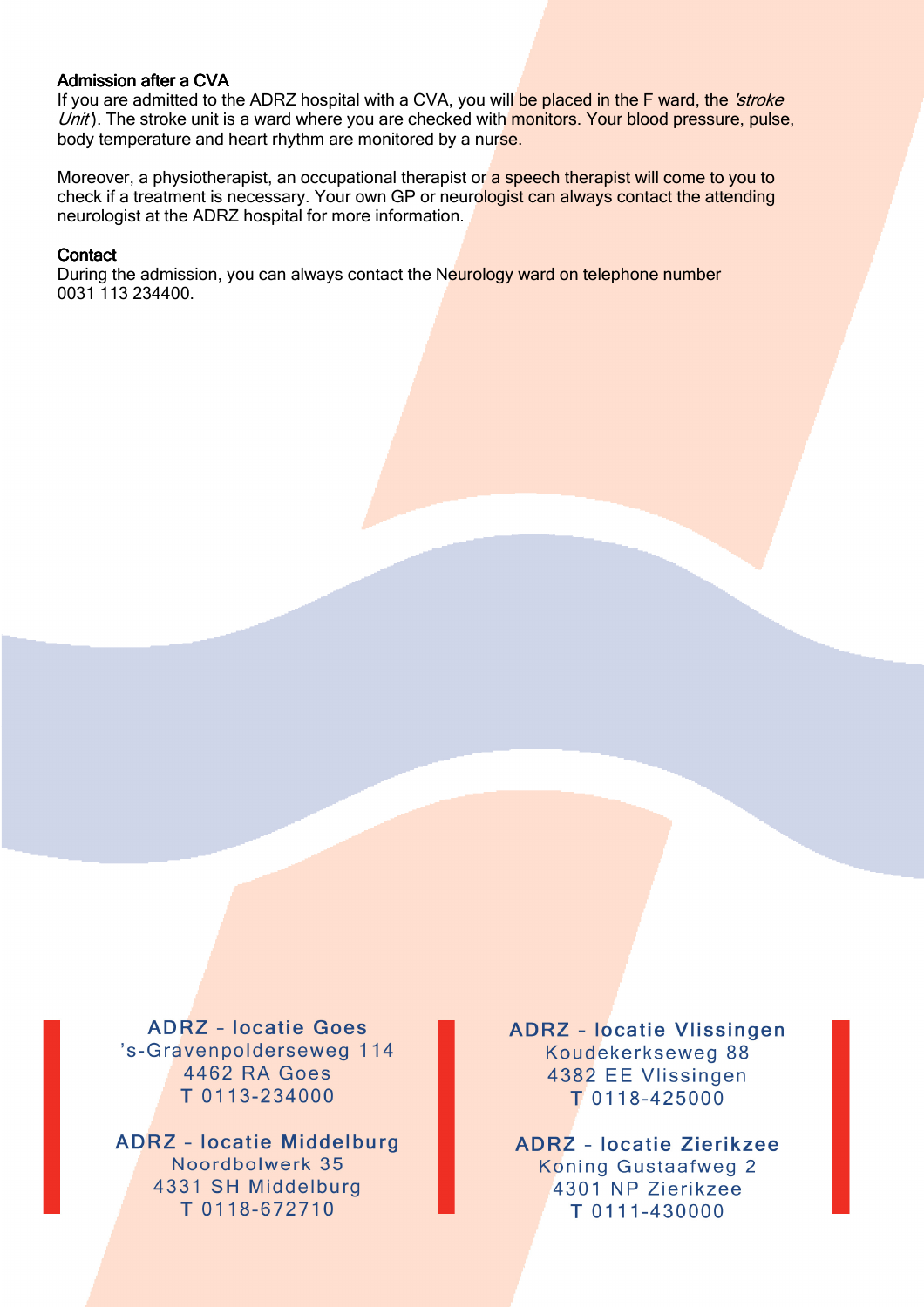### Admission after a CVA

If you are admitted to the ADRZ hospital with a CVA, you will be placed in the F ward, the *'stroke Unit'*). The stroke unit is a ward where you are checked with monitors. Your blood pressure, pulse, body temperature and heart rhythm are monitored by a nurse.

Moreover, a physiotherapist, an occupational therapist or a speech therapist will come to you to check if a treatment is necessary. Your own GP or neurologist can always contact the attending neurologist at the ADRZ hospital for more information.

### Contact

During the admission, you can always contact the Neurology ward on telephone number 0031 113 234400.

**ADRZ - locatie Goes**
's-Gravenpolderseweg 114
4462 RA Goes
**T** 0113-234000

**ADRZ - locatie Middelburg**
Noordbolwerk 35
4331 SH Middelburg
**T** 0118-672710

**ADRZ - locatie Vlissingen**
Koudekerkseweg 88
4382 EE Vlissingen
**T** 0118-425000

**ADRZ - locatie Zierikzee**
Koning Gustaafweg 2
4301 NP Zierikzee
**T** 0111-430000